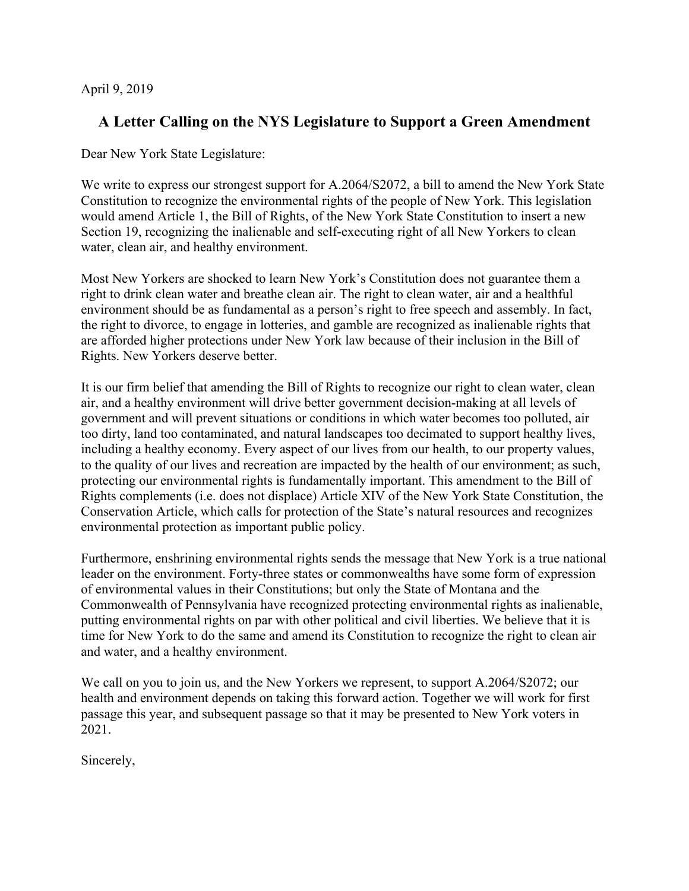April 9, 2019

## A Letter Calling on the NYS Legislature to Support a Green Amendment

Dear New York State Legislature:

We write to express our strongest support for A.2064/S2072, a bill to amend the New York State Constitution to recognize the environmental rights of the people of New York. This legislation would amend Article 1, the Bill of Rights, of the New York State Constitution to insert a new Section 19, recognizing the inalienable and self-executing right of all New Yorkers to clean water, clean air, and healthy environment.

Most New Yorkers are shocked to learn New York's Constitution does not guarantee them a right to drink clean water and breathe clean air. The right to clean water, air and a healthful environment should be as fundamental as a person's right to free speech and assembly. In fact, the right to divorce, to engage in lotteries, and gamble are recognized as inalienable rights that are afforded higher protections under New York law because of their inclusion in the Bill of Rights. New Yorkers deserve better.

It is our firm belief that amending the Bill of Rights to recognize our right to clean water, clean air, and a healthy environment will drive better government decision-making at all levels of government and will prevent situations or conditions in which water becomes too polluted, air too dirty, land too contaminated, and natural landscapes too decimated to support healthy lives, including a healthy economy. Every aspect of our lives from our health, to our property values, to the quality of our lives and recreation are impacted by the health of our environment; as such, protecting our environmental rights is fundamentally important. This amendment to the Bill of Rights complements (i.e. does not displace) Article XIV of the New York State Constitution, the Conservation Article, which calls for protection of the State's natural resources and recognizes environmental protection as important public policy.

Furthermore, enshrining environmental rights sends the message that New York is a true national leader on the environment. Forty-three states or commonwealths have some form of expression of environmental values in their Constitutions; but only the State of Montana and the Commonwealth of Pennsylvania have recognized protecting environmental rights as inalienable, putting environmental rights on par with other political and civil liberties. We believe that it is time for New York to do the same and amend its Constitution to recognize the right to clean air and water, and a healthy environment.

We call on you to join us, and the New Yorkers we represent, to support A.2064/S2072; our health and environment depends on taking this forward action. Together we will work for first passage this year, and subsequent passage so that it may be presented to New York voters in 2021.

Sincerely,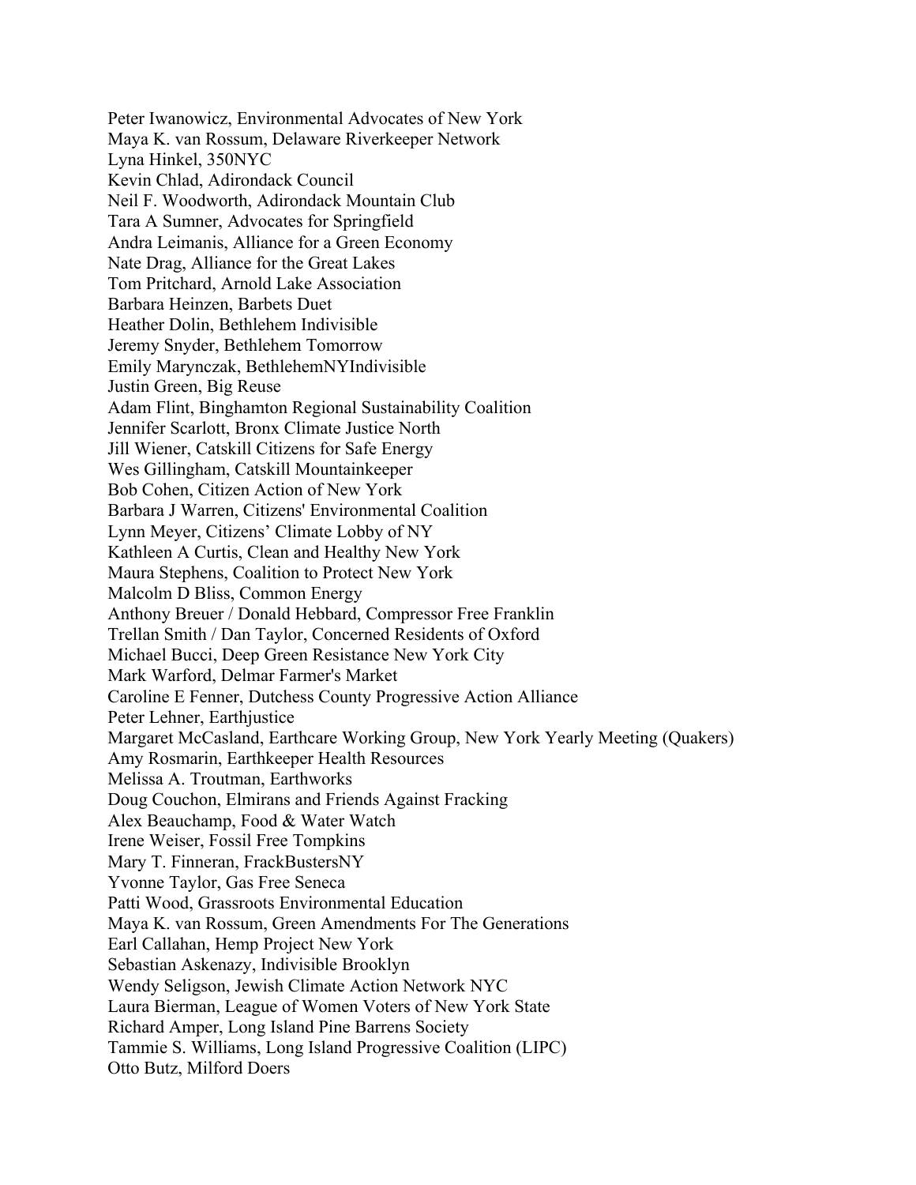Peter Iwanowicz, Environmental Advocates of New York
Maya K. van Rossum, Delaware Riverkeeper Network
Lyna Hinkel, 350NYC
Kevin Chlad, Adirondack Council
Neil F. Woodworth, Adirondack Mountain Club
Tara A Sumner, Advocates for Springfield
Andra Leimanis, Alliance for a Green Economy
Nate Drag, Alliance for the Great Lakes
Tom Pritchard, Arnold Lake Association
Barbara Heinzen, Barbets Duet
Heather Dolin, Bethlehem Indivisible
Jeremy Snyder, Bethlehem Tomorrow
Emily Marynczak, BethlehemNYIndivisible
Justin Green, Big Reuse
Adam Flint, Binghamton Regional Sustainability Coalition
Jennifer Scarlott, Bronx Climate Justice North
Jill Wiener, Catskill Citizens for Safe Energy
Wes Gillingham, Catskill Mountainkeeper
Bob Cohen, Citizen Action of New York
Barbara J Warren, Citizens' Environmental Coalition
Lynn Meyer, Citizens' Climate Lobby of NY
Kathleen A Curtis, Clean and Healthy New York
Maura Stephens, Coalition to Protect New York
Malcolm D Bliss, Common Energy
Anthony Breuer / Donald Hebbard, Compressor Free Franklin
Trellan Smith / Dan Taylor, Concerned Residents of Oxford
Michael Bucci, Deep Green Resistance New York City
Mark Warford, Delmar Farmer's Market
Caroline E Fenner, Dutchess County Progressive Action Alliance
Peter Lehner, Earthjustice
Margaret McCasland, Earthcare Working Group, New York Yearly Meeting (Quakers)
Amy Rosmarin, Earthkeeper Health Resources
Melissa A. Troutman, Earthworks
Doug Couchon, Elmirans and Friends Against Fracking
Alex Beauchamp, Food & Water Watch
Irene Weiser, Fossil Free Tompkins
Mary T. Finneran, FrackBustersNY
Yvonne Taylor, Gas Free Seneca
Patti Wood, Grassroots Environmental Education
Maya K. van Rossum, Green Amendments For The Generations
Earl Callahan, Hemp Project New York
Sebastian Askenazy, Indivisible Brooklyn
Wendy Seligson, Jewish Climate Action Network NYC
Laura Bierman, League of Women Voters of New York State
Richard Amper, Long Island Pine Barrens Society
Tammie S. Williams, Long Island Progressive Coalition (LIPC)
Otto Butz, Milford Doers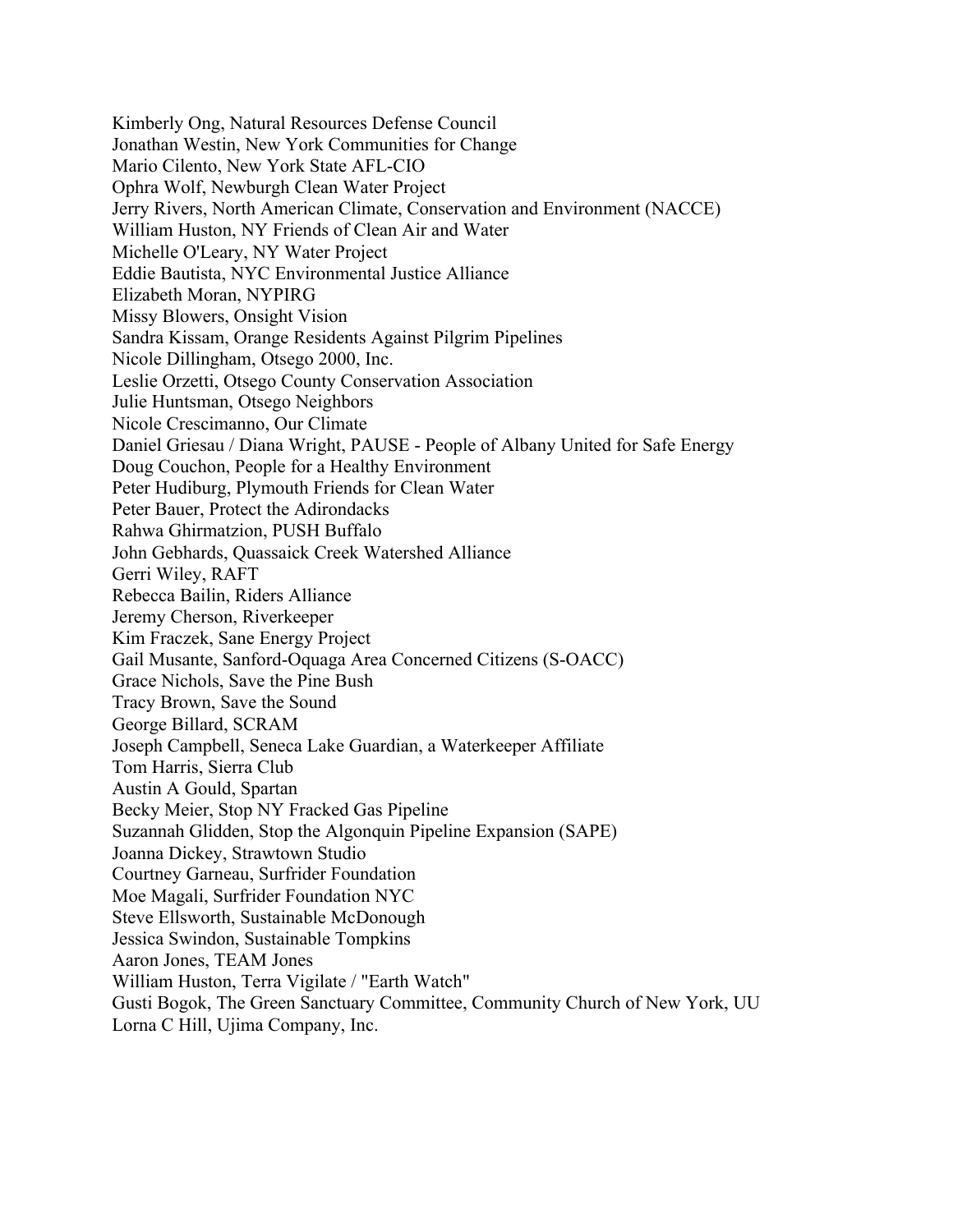Kimberly Ong, Natural Resources Defense Council
Jonathan Westin, New York Communities for Change
Mario Cilento, New York State AFL-CIO
Ophra Wolf, Newburgh Clean Water Project
Jerry Rivers, North American Climate, Conservation and Environment (NACCE)
William Huston, NY Friends of Clean Air and Water
Michelle O'Leary, NY Water Project
Eddie Bautista, NYC Environmental Justice Alliance
Elizabeth Moran, NYPIRG
Missy Blowers, Onsight Vision
Sandra Kissam, Orange Residents Against Pilgrim Pipelines
Nicole Dillingham, Otsego 2000, Inc.
Leslie Orzetti, Otsego County Conservation Association
Julie Huntsman, Otsego Neighbors
Nicole Crescimanno, Our Climate
Daniel Griesau / Diana Wright, PAUSE - People of Albany United for Safe Energy
Doug Couchon, People for a Healthy Environment
Peter Hudiburg, Plymouth Friends for Clean Water
Peter Bauer, Protect the Adirondacks
Rahwa Ghirmatzion, PUSH Buffalo
John Gebhards, Quassaick Creek Watershed Alliance
Gerri Wiley, RAFT
Rebecca Bailin, Riders Alliance
Jeremy Cherson, Riverkeeper
Kim Fraczek, Sane Energy Project
Gail Musante, Sanford-Oquaga Area Concerned Citizens (S-OACC)
Grace Nichols, Save the Pine Bush
Tracy Brown, Save the Sound
George Billard, SCRAM
Joseph Campbell, Seneca Lake Guardian, a Waterkeeper Affiliate
Tom Harris, Sierra Club
Austin A Gould, Spartan
Becky Meier, Stop NY Fracked Gas Pipeline
Suzannah Glidden, Stop the Algonquin Pipeline Expansion (SAPE)
Joanna Dickey, Strawtown Studio
Courtney Garneau, Surfrider Foundation
Moe Magali, Surfrider Foundation NYC
Steve Ellsworth, Sustainable McDonough
Jessica Swindon, Sustainable Tompkins
Aaron Jones, TEAM Jones
William Huston, Terra Vigilate / "Earth Watch"
Gusti Bogok, The Green Sanctuary Committee, Community Church of New York, UU
Lorna C Hill, Ujima Company, Inc.